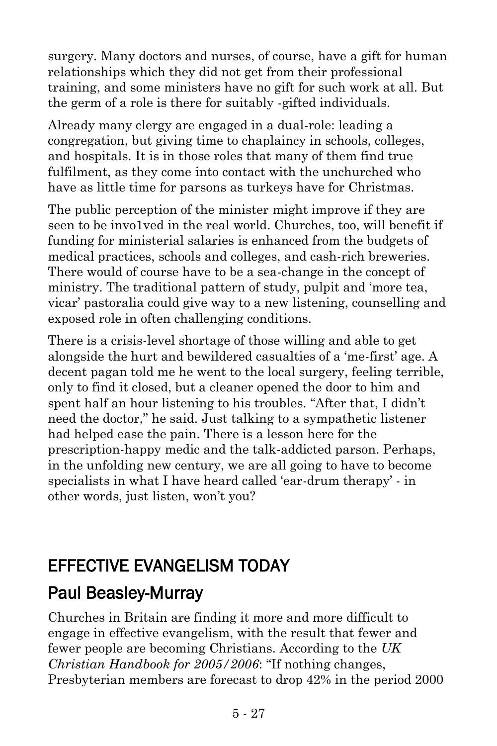surgery. Many doctors and nurses, of course, have a gift for human relationships which they did not get from their professional training, and some ministers have no gift for such work at all. But the germ of a role is there for suitably -gifted individuals.

Already many clergy are engaged in a dual-role: leading a congregation, but giving time to chaplaincy in schools, colleges, and hospitals. It is in those roles that many of them find true fulfilment, as they come into contact with the unchurched who have as little time for parsons as turkeys have for Christmas.

The public perception of the minister might improve if they are seen to be invo1ved in the real world. Churches, too, will benefit if funding for ministerial salaries is enhanced from the budgets of medical practices, schools and colleges, and cash-rich breweries. There would of course have to be a sea-change in the concept of ministry. The traditional pattern of study, pulpit and 'more tea, vicar' pastoralia could give way to a new listening, counselling and exposed role in often challenging conditions.

There is a crisis-level shortage of those willing and able to get alongside the hurt and bewildered casualties of a 'me-first' age. A decent pagan told me he went to the local surgery, feeling terrible, only to find it closed, but a cleaner opened the door to him and spent half an hour listening to his troubles. "After that, I didn't need the doctor," he said. Just talking to a sympathetic listener had helped ease the pain. There is a lesson here for the prescription-happy medic and the talk-addicted parson. Perhaps, in the unfolding new century, we are all going to have to become specialists in what I have heard called 'ear-drum therapy' - in other words, just listen, won't you?

## EFFECTIVE EVANGELISM TODAY

### Paul Beasley-Murray

Churches in Britain are finding it more and more difficult to engage in effective evangelism, with the result that fewer and fewer people are becoming Christians. According to the *UK Christian Handbook for 2005/2006*: "If nothing changes, Presbyterian members are forecast to drop 42% in the period 2000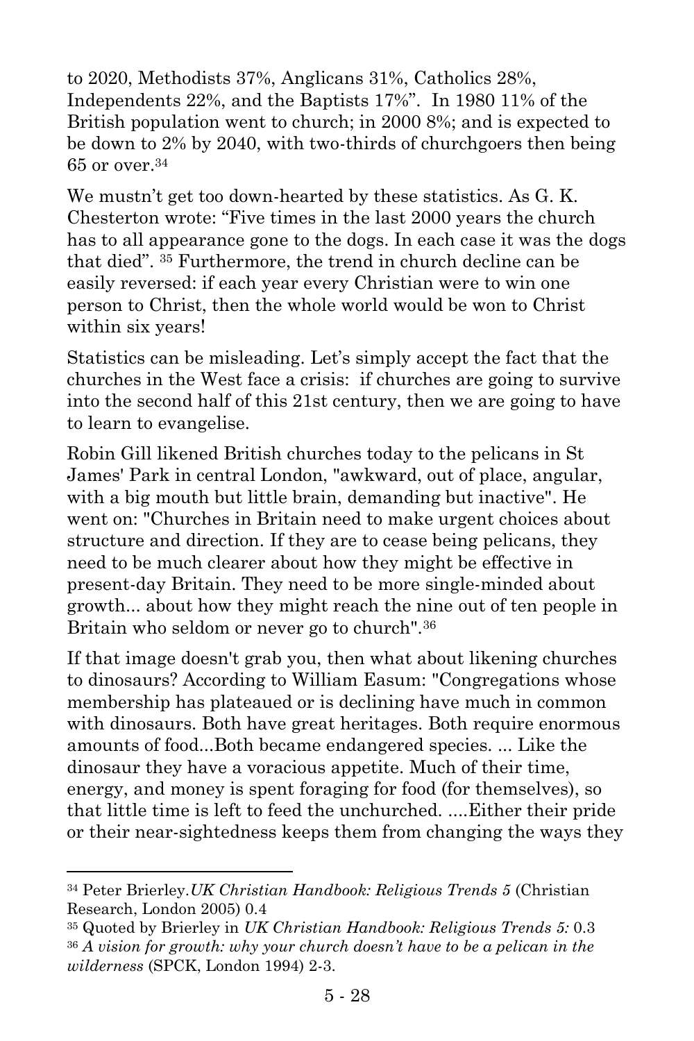to 2020, Methodists 37%, Anglicans 31%, Catholics 28%, Independents 22%, and the Baptists 17%". In 1980 11% of the British population went to church; in 2000 8%; and is expected to be down to 2% by 2040, with two-thirds of churchgoers then being 65 or over.[34]

We mustn't get too down-hearted by these statistics. As G. K. Chesterton wrote: "Five times in the last 2000 years the church has to all appearance gone to the dogs. In each case it was the dogs that died". [35] Furthermore, the trend in church decline can be easily reversed: if each year every Christian were to win one person to Christ, then the whole world would be won to Christ within six years!

Statistics can be misleading. Let's simply accept the fact that the churches in the West face a crisis: if churches are going to survive into the second half of this 21st century, then we are going to have to learn to evangelise.

Robin Gill likened British churches today to the pelicans in St James' Park in central London, "awkward, out of place, angular, with a big mouth but little brain, demanding but inactive". He went on: "Churches in Britain need to make urgent choices about structure and direction. If they are to cease being pelicans, they need to be much clearer about how they might be effective in present-day Britain. They need to be more single-minded about growth... about how they might reach the nine out of ten people in Britain who seldom or never go to church".[36]

If that image doesn't grab you, then what about likening churches to dinosaurs? According to William Easum: "Congregations whose membership has plateaued or is declining have much in common with dinosaurs. Both have great heritages. Both require enormous amounts of food...Both became endangered species. ... Like the dinosaur they have a voracious appetite. Much of their time, energy, and money is spent foraging for food (for themselves), so that little time is left to feed the unchurched. ....Either their pride or their near-sightedness keeps them from changing the ways they

---

[34] Peter Brierley.*UK Christian Handbook: Religious Trends 5* (Christian Research, London 2005) 0.4

[35] Quoted by Brierley in *UK Christian Handbook: Religious Trends 5:* 0.3

[36] *A vision for growth: why your church doesn't have to be a pelican in the wilderness* (SPCK, London 1994) 2-3.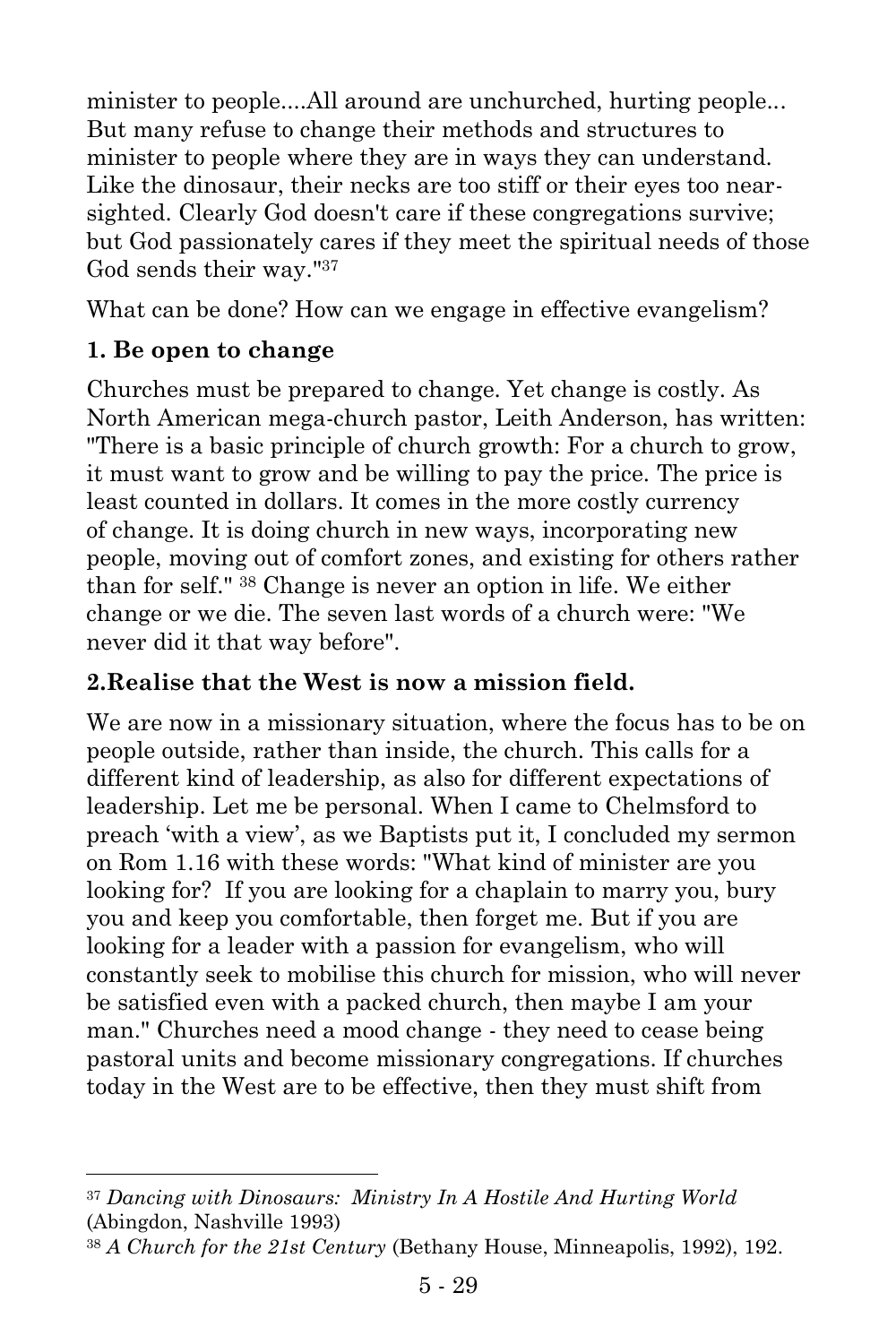minister to people....All around are unchurched, hurting people... But many refuse to change their methods and structures to minister to people where they are in ways they can understand. Like the dinosaur, their necks are too stiff or their eyes too near-sighted. Clearly God doesn't care if these congregations survive; but God passionately cares if they meet the spiritual needs of those God sends their way."[37]

What can be done? How can we engage in effective evangelism?

**1. Be open to change**

Churches must be prepared to change. Yet change is costly. As North American mega-church pastor, Leith Anderson, has written: "There is a basic principle of church growth: For a church to grow, it must want to grow and be willing to pay the price. The price is least counted in dollars. It comes in the more costly currency of change. It is doing church in new ways, incorporating new people, moving out of comfort zones, and existing for others rather than for self." [38] Change is never an option in life. We either change or we die. The seven last words of a church were: "We never did it that way before".

**2.Realise that the West is now a mission field.**

We are now in a missionary situation, where the focus has to be on people outside, rather than inside, the church. This calls for a different kind of leadership, as also for different expectations of leadership. Let me be personal. When I came to Chelmsford to preach 'with a view', as we Baptists put it, I concluded my sermon on Rom 1.16 with these words: "What kind of minister are you looking for? If you are looking for a chaplain to marry you, bury you and keep you comfortable, then forget me. But if you are looking for a leader with a passion for evangelism, who will constantly seek to mobilise this church for mission, who will never be satisfied even with a packed church, then maybe I am your man." Churches need a mood change - they need to cease being pastoral units and become missionary congregations. If churches today in the West are to be effective, then they must shift from

---

[37] *Dancing with Dinosaurs: Ministry In A Hostile And Hurting World* (Abingdon, Nashville 1993)

[38] *A Church for the 21st Century* (Bethany House, Minneapolis, 1992), 192.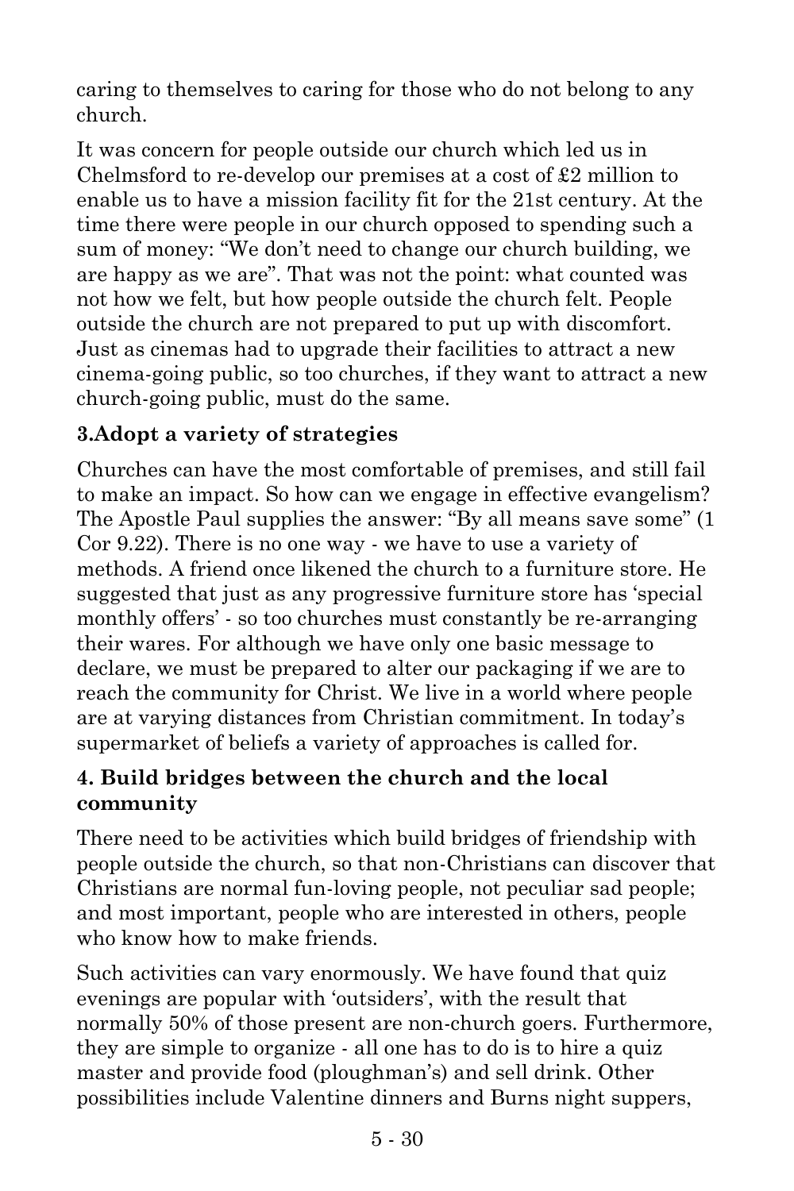caring to themselves to caring for those who do not belong to any church.

It was concern for people outside our church which led us in Chelmsford to re-develop our premises at a cost of £2 million to enable us to have a mission facility fit for the 21st century. At the time there were people in our church opposed to spending such a sum of money: "We don't need to change our church building, we are happy as we are". That was not the point: what counted was not how we felt, but how people outside the church felt. People outside the church are not prepared to put up with discomfort. Just as cinemas had to upgrade their facilities to attract a new cinema-going public, so too churches, if they want to attract a new church-going public, must do the same.

### 3.Adopt a variety of strategies

Churches can have the most comfortable of premises, and still fail to make an impact. So how can we engage in effective evangelism? The Apostle Paul supplies the answer: "By all means save some" (1 Cor 9.22). There is no one way - we have to use a variety of methods. A friend once likened the church to a furniture store. He suggested that just as any progressive furniture store has 'special monthly offers' - so too churches must constantly be re-arranging their wares. For although we have only one basic message to declare, we must be prepared to alter our packaging if we are to reach the community for Christ. We live in a world where people are at varying distances from Christian commitment. In today's supermarket of beliefs a variety of approaches is called for.

### 4. Build bridges between the church and the local community

There need to be activities which build bridges of friendship with people outside the church, so that non-Christians can discover that Christians are normal fun-loving people, not peculiar sad people; and most important, people who are interested in others, people who know how to make friends.

Such activities can vary enormously. We have found that quiz evenings are popular with 'outsiders', with the result that normally 50% of those present are non-church goers. Furthermore, they are simple to organize - all one has to do is to hire a quiz master and provide food (ploughman's) and sell drink. Other possibilities include Valentine dinners and Burns night suppers,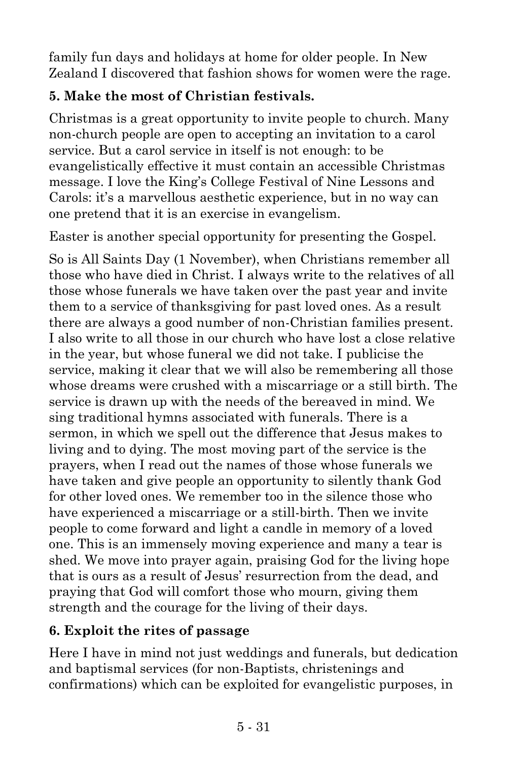family fun days and holidays at home for older people. In New Zealand I discovered that fashion shows for women were the rage.

**5. Make the most of Christian festivals.**

Christmas is a great opportunity to invite people to church. Many non-church people are open to accepting an invitation to a carol service. But a carol service in itself is not enough: to be evangelistically effective it must contain an accessible Christmas message. I love the King's College Festival of Nine Lessons and Carols: it's a marvellous aesthetic experience, but in no way can one pretend that it is an exercise in evangelism.

Easter is another special opportunity for presenting the Gospel.

So is All Saints Day (1 November), when Christians remember all those who have died in Christ. I always write to the relatives of all those whose funerals we have taken over the past year and invite them to a service of thanksgiving for past loved ones. As a result there are always a good number of non-Christian families present. I also write to all those in our church who have lost a close relative in the year, but whose funeral we did not take. I publicise the service, making it clear that we will also be remembering all those whose dreams were crushed with a miscarriage or a still birth. The service is drawn up with the needs of the bereaved in mind. We sing traditional hymns associated with funerals. There is a sermon, in which we spell out the difference that Jesus makes to living and to dying. The most moving part of the service is the prayers, when I read out the names of those whose funerals we have taken and give people an opportunity to silently thank God for other loved ones. We remember too in the silence those who have experienced a miscarriage or a still-birth. Then we invite people to come forward and light a candle in memory of a loved one. This is an immensely moving experience and many a tear is shed. We move into prayer again, praising God for the living hope that is ours as a result of Jesus' resurrection from the dead, and praying that God will comfort those who mourn, giving them strength and the courage for the living of their days.

**6. Exploit the rites of passage**

Here I have in mind not just weddings and funerals, but dedication and baptismal services (for non-Baptists, christenings and confirmations) which can be exploited for evangelistic purposes, in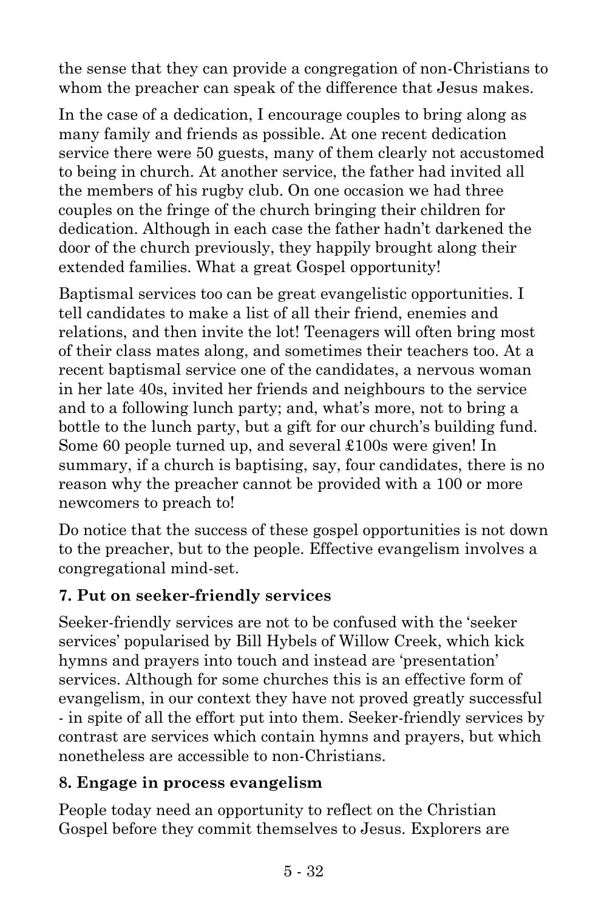the sense that they can provide a congregation of non-Christians to whom the preacher can speak of the difference that Jesus makes.

In the case of a dedication, I encourage couples to bring along as many family and friends as possible. At one recent dedication service there were 50 guests, many of them clearly not accustomed to being in church. At another service, the father had invited all the members of his rugby club. On one occasion we had three couples on the fringe of the church bringing their children for dedication. Although in each case the father hadn't darkened the door of the church previously, they happily brought along their extended families. What a great Gospel opportunity!

Baptismal services too can be great evangelistic opportunities. I tell candidates to make a list of all their friend, enemies and relations, and then invite the lot! Teenagers will often bring most of their class mates along, and sometimes their teachers too. At a recent baptismal service one of the candidates, a nervous woman in her late 40s, invited her friends and neighbours to the service and to a following lunch party; and, what's more, not to bring a bottle to the lunch party, but a gift for our church's building fund. Some 60 people turned up, and several £100s were given! In summary, if a church is baptising, say, four candidates, there is no reason why the preacher cannot be provided with a 100 or more newcomers to preach to!

Do notice that the success of these gospel opportunities is not down to the preacher, but to the people. Effective evangelism involves a congregational mind-set.

**7. Put on seeker-friendly services**

Seeker-friendly services are not to be confused with the 'seeker services' popularised by Bill Hybels of Willow Creek, which kick hymns and prayers into touch and instead are 'presentation' services. Although for some churches this is an effective form of evangelism, in our context they have not proved greatly successful - in spite of all the effort put into them. Seeker-friendly services by contrast are services which contain hymns and prayers, but which nonetheless are accessible to non-Christians.

**8. Engage in process evangelism**

People today need an opportunity to reflect on the Christian Gospel before they commit themselves to Jesus. Explorers are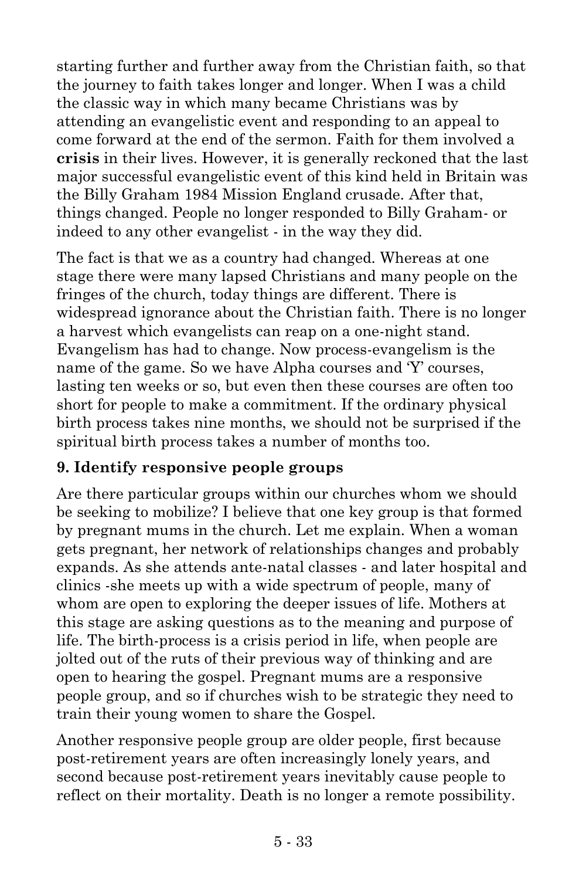starting further and further away from the Christian faith, so that the journey to faith takes longer and longer. When I was a child the classic way in which many became Christians was by attending an evangelistic event and responding to an appeal to come forward at the end of the sermon. Faith for them involved a **crisis** in their lives. However, it is generally reckoned that the last major successful evangelistic event of this kind held in Britain was the Billy Graham 1984 Mission England crusade. After that, things changed. People no longer responded to Billy Graham- or indeed to any other evangelist - in the way they did.

The fact is that we as a country had changed. Whereas at one stage there were many lapsed Christians and many people on the fringes of the church, today things are different. There is widespread ignorance about the Christian faith. There is no longer a harvest which evangelists can reap on a one-night stand. Evangelism has had to change. Now process-evangelism is the name of the game. So we have Alpha courses and 'Y' courses, lasting ten weeks or so, but even then these courses are often too short for people to make a commitment. If the ordinary physical birth process takes nine months, we should not be surprised if the spiritual birth process takes a number of months too.

### 9. Identify responsive people groups

Are there particular groups within our churches whom we should be seeking to mobilize? I believe that one key group is that formed by pregnant mums in the church. Let me explain. When a woman gets pregnant, her network of relationships changes and probably expands. As she attends ante-natal classes - and later hospital and clinics -she meets up with a wide spectrum of people, many of whom are open to exploring the deeper issues of life. Mothers at this stage are asking questions as to the meaning and purpose of life. The birth-process is a crisis period in life, when people are jolted out of the ruts of their previous way of thinking and are open to hearing the gospel. Pregnant mums are a responsive people group, and so if churches wish to be strategic they need to train their young women to share the Gospel.

Another responsive people group are older people, first because post-retirement years are often increasingly lonely years, and second because post-retirement years inevitably cause people to reflect on their mortality. Death is no longer a remote possibility.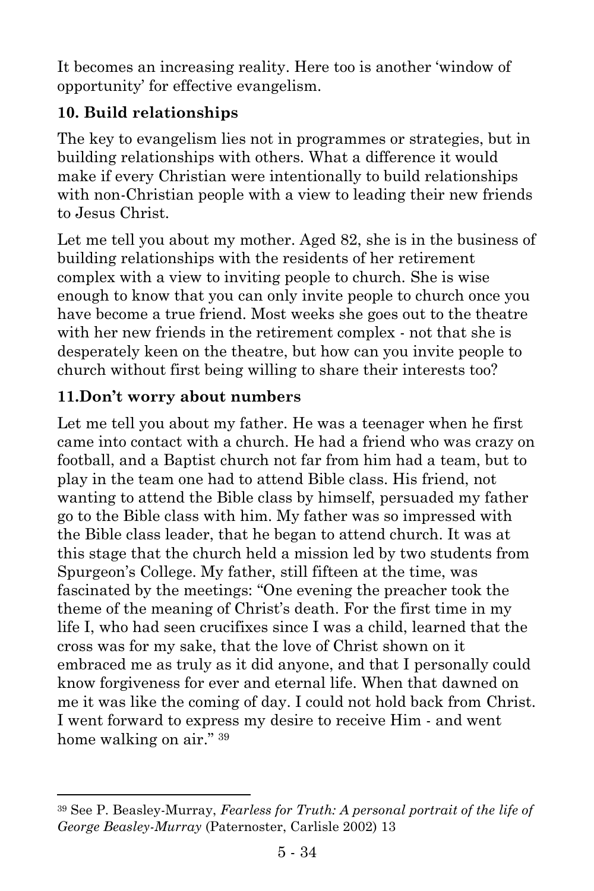It becomes an increasing reality. Here too is another 'window of opportunity' for effective evangelism.

**10. Build relationships**

The key to evangelism lies not in programmes or strategies, but in building relationships with others. What a difference it would make if every Christian were intentionally to build relationships with non-Christian people with a view to leading their new friends to Jesus Christ.

Let me tell you about my mother. Aged 82, she is in the business of building relationships with the residents of her retirement complex with a view to inviting people to church. She is wise enough to know that you can only invite people to church once you have become a true friend. Most weeks she goes out to the theatre with her new friends in the retirement complex - not that she is desperately keen on the theatre, but how can you invite people to church without first being willing to share their interests too?

**11.Don't worry about numbers**

Let me tell you about my father. He was a teenager when he first came into contact with a church. He had a friend who was crazy on football, and a Baptist church not far from him had a team, but to play in the team one had to attend Bible class. His friend, not wanting to attend the Bible class by himself, persuaded my father go to the Bible class with him. My father was so impressed with the Bible class leader, that he began to attend church. It was at this stage that the church held a mission led by two students from Spurgeon's College. My father, still fifteen at the time, was fascinated by the meetings: "One evening the preacher took the theme of the meaning of Christ's death. For the first time in my life I, who had seen crucifixes since I was a child, learned that the cross was for my sake, that the love of Christ shown on it embraced me as truly as it did anyone, and that I personally could know forgiveness for ever and eternal life. When that dawned on me it was like the coming of day. I could not hold back from Christ. I went forward to express my desire to receive Him - and went home walking on air." [39]

---

[39] See P. Beasley-Murray, *Fearless for Truth: A personal portrait of the life of George Beasley-Murray* (Paternoster, Carlisle 2002) 13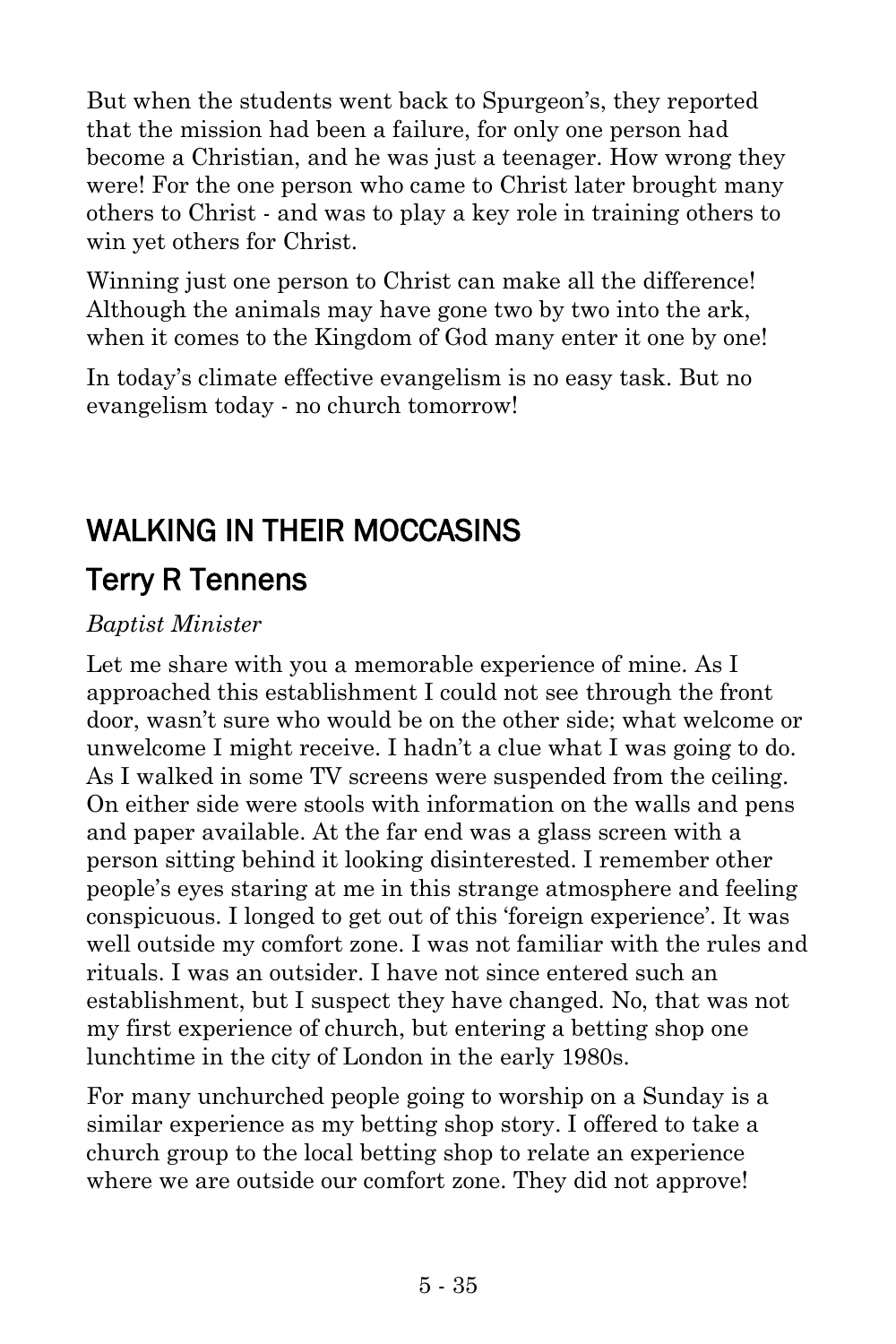But when the students went back to Spurgeon's, they reported that the mission had been a failure, for only one person had become a Christian, and he was just a teenager. How wrong they were! For the one person who came to Christ later brought many others to Christ - and was to play a key role in training others to win yet others for Christ.

Winning just one person to Christ can make all the difference! Although the animals may have gone two by two into the ark, when it comes to the Kingdom of God many enter it one by one!

In today's climate effective evangelism is no easy task. But no evangelism today - no church tomorrow!

## WALKING IN THEIR MOCCASINS

## Terry R Tennens

*Baptist Minister*

Let me share with you a memorable experience of mine. As I approached this establishment I could not see through the front door, wasn't sure who would be on the other side; what welcome or unwelcome I might receive. I hadn't a clue what I was going to do. As I walked in some TV screens were suspended from the ceiling. On either side were stools with information on the walls and pens and paper available. At the far end was a glass screen with a person sitting behind it looking disinterested. I remember other people's eyes staring at me in this strange atmosphere and feeling conspicuous. I longed to get out of this 'foreign experience'. It was well outside my comfort zone. I was not familiar with the rules and rituals. I was an outsider. I have not since entered such an establishment, but I suspect they have changed. No, that was not my first experience of church, but entering a betting shop one lunchtime in the city of London in the early 1980s.

For many unchurched people going to worship on a Sunday is a similar experience as my betting shop story. I offered to take a church group to the local betting shop to relate an experience where we are outside our comfort zone. They did not approve!